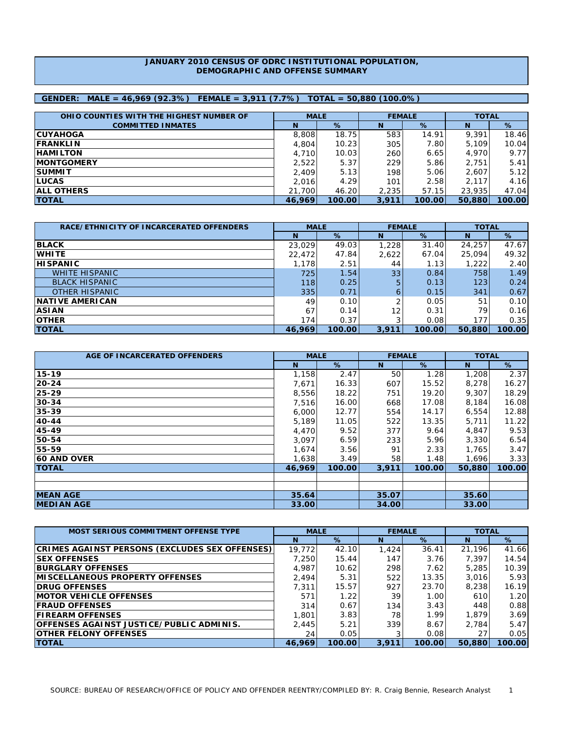# JANUARY 2010 CENSUS OF ODRC INSTITUTIONAL POPULATION, DEMOGRAPHIC AND OFFENSE SUMMARY

**GENDER: MALE = 46,969 (92.3%) FEMALE = 3,911 (7.7%) TOTAL = 50,880 (100.0%)**

| OHIO COUNTIES WITH THE HIGHEST NUMBER OF COMMITTED INMATES | MALE | | FEMALE | | TOTAL | |
|---|---|---|---|---|---|---|
| | N | % | N | % | N | % |
| **CUYAHOGA** | 8,808 | 18.75 | 583 | 14.91 | 9,391 | 18.46 |
| **FRANKLIN** | 4,804 | 10.23 | 305 | 7.80 | 5,109 | 10.04 |
| **HAMILTON** | 4,710 | 10.03 | 260 | 6.65 | 4,970 | 9.77 |
| **MONTGOMERY** | 2,522 | 5.37 | 229 | 5.86 | 2,751 | 5.41 |
| **SUMMIT** | 2,409 | 5.13 | 198 | 5.06 | 2,607 | 5.12 |
| **LUCAS** | 2,016 | 4.29 | 101 | 2.58 | 2,117 | 4.16 |
| **ALL OTHERS** | 21,700 | 46.20 | 2,235 | 57.15 | 23,935 | 47.04 |
| **TOTAL** | **46,969** | **100.00** | **3,911** | **100.00** | **50,880** | **100.00** |

| RACE/ETHNICITY OF INCARCERATED OFFENDERS | MALE | | FEMALE | | TOTAL | |
|---|---|---|---|---|---|---|
| | N | % | N | % | N | % |
| **BLACK** | 23,029 | 49.03 | 1,228 | 31.40 | 24,257 | 47.67 |
| **WHITE** | 22,472 | 47.84 | 2,622 | 67.04 | 25,094 | 49.32 |
| **HISPANIC** | 1,178 | 2.51 | 44 | 1.13 | 1,222 | 2.40 |
| WHITE HISPANIC | 725 | 1.54 | 33 | 0.84 | 758 | 1.49 |
| BLACK HISPANIC | 118 | 0.25 | 5 | 0.13 | 123 | 0.24 |
| OTHER HISPANIC | 335 | 0.71 | 6 | 0.15 | 341 | 0.67 |
| **NATIVE AMERICAN** | 49 | 0.10 | 2 | 0.05 | 51 | 0.10 |
| **ASIAN** | 67 | 0.14 | 12 | 0.31 | 79 | 0.16 |
| **OTHER** | 174 | 0.37 | 3 | 0.08 | 177 | 0.35 |
| **TOTAL** | **46,969** | **100.00** | **3,911** | **100.00** | **50,880** | **100.00** |

| AGE OF INCARCERATED OFFENDERS | MALE | | FEMALE | | TOTAL | |
|---|---|---|---|---|---|---|
| | N | % | N | % | N | % |
| **15-19** | 1,158 | 2.47 | 50 | 1.28 | 1,208 | 2.37 |
| **20-24** | 7,671 | 16.33 | 607 | 15.52 | 8,278 | 16.27 |
| **25-29** | 8,556 | 18.22 | 751 | 19.20 | 9,307 | 18.29 |
| **30-34** | 7,516 | 16.00 | 668 | 17.08 | 8,184 | 16.08 |
| **35-39** | 6,000 | 12.77 | 554 | 14.17 | 6,554 | 12.88 |
| **40-44** | 5,189 | 11.05 | 522 | 13.35 | 5,711 | 11.22 |
| **45-49** | 4,470 | 9.52 | 377 | 9.64 | 4,847 | 9.53 |
| **50-54** | 3,097 | 6.59 | 233 | 5.96 | 3,330 | 6.54 |
| **55-59** | 1,674 | 3.56 | 91 | 2.33 | 1,765 | 3.47 |
| **60 AND OVER** | 1,638 | 3.49 | 58 | 1.48 | 1,696 | 3.33 |
| **TOTAL** | **46,969** | **100.00** | **3,911** | **100.00** | **50,880** | **100.00** |
| | | | | | | |
| | | | | | | |
| **MEAN AGE** | **35.64** | | **35.07** | | **35.60** | |
| **MEDIAN AGE** | **33.00** | | **34.00** | | **33.00** | |

| MOST SERIOUS COMMITMENT OFFENSE TYPE | MALE | | FEMALE | | TOTAL | |
|---|---|---|---|---|---|---|
| | N | % | N | % | N | % |
| **CRIMES AGAINST PERSONS (EXCLUDES SEX OFFENSES)** | 19,772 | 42.10 | 1,424 | 36.41 | 21,196 | 41.66 |
| **SEX OFFENSES** | 7,250 | 15.44 | 147 | 3.76 | 7,397 | 14.54 |
| **BURGLARY OFFENSES** | 4,987 | 10.62 | 298 | 7.62 | 5,285 | 10.39 |
| **MISCELLANEOUS PROPERTY OFFENSES** | 2,494 | 5.31 | 522 | 13.35 | 3,016 | 5.93 |
| **DRUG OFFENSES** | 7,311 | 15.57 | 927 | 23.70 | 8,238 | 16.19 |
| **MOTOR VEHICLE OFFENSES** | 571 | 1.22 | 39 | 1.00 | 610 | 1.20 |
| **FRAUD OFFENSES** | 314 | 0.67 | 134 | 3.43 | 448 | 0.88 |
| **FIREARM OFFENSES** | 1,801 | 3.83 | 78 | 1.99 | 1,879 | 3.69 |
| **OFFENSES AGAINST JUSTICE/PUBLIC ADMINIS.** | 2,445 | 5.21 | 339 | 8.67 | 2,784 | 5.47 |
| **OTHER FELONY OFFENSES** | 24 | 0.05 | 3 | 0.08 | 27 | 0.05 |
| **TOTAL** | **46,969** | **100.00** | **3,911** | **100.00** | **50,880** | **100.00** |

SOURCE: BUREAU OF RESEARCH/OFFICE OF POLICY AND OFFENDER REENTRY/COMPILED BY: R. Craig Bennie, Research Analyst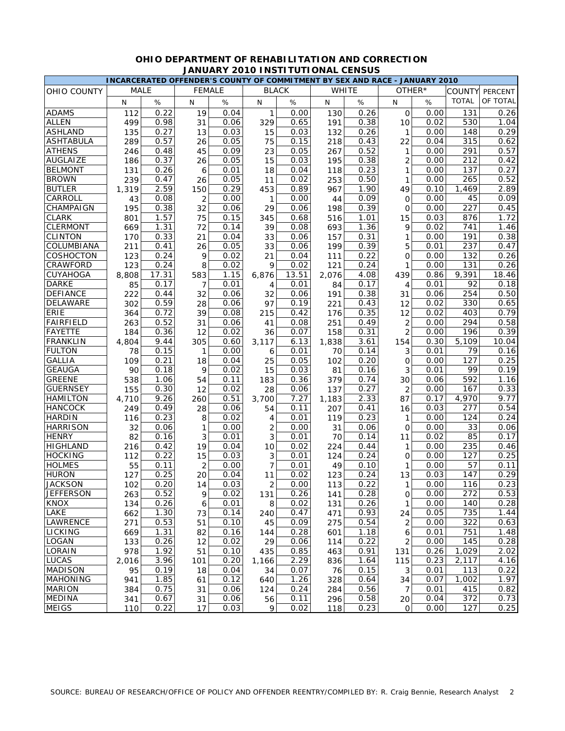**OHIO DEPARTMENT OF REHABILITATION AND CORRECTION**
**JANUARY 2010 INSTITUTIONAL CENSUS**

| INCARCERATED OFFENDER'S COUNTY OF COMMITMENT BY SEX AND RACE - JANUARY 2010 | | | | | | | | | | | | |
|---|---|---|---|---|---|---|---|---|---|---|---|---|
| OHIO COUNTY | MALE | | FEMALE | | BLACK | | WHITE | | OTHER* | | COUNTY | PERCENT |
| | N | % | N | % | N | % | N | % | N | % | TOTAL | OF TOTAL |
| ADAMS | 112 | 0.22 | 19 | 0.04 | 1 | 0.00 | 130 | 0.26 | 0 | 0.00 | 131 | 0.26 |
| ALLEN | 499 | 0.98 | 31 | 0.06 | 329 | 0.65 | 191 | 0.38 | 10 | 0.02 | 530 | 1.04 |
| ASHLAND | 135 | 0.27 | 13 | 0.03 | 15 | 0.03 | 132 | 0.26 | 1 | 0.00 | 148 | 0.29 |
| ASHTABULA | 289 | 0.57 | 26 | 0.05 | 75 | 0.15 | 218 | 0.43 | 22 | 0.04 | 315 | 0.62 |
| ATHENS | 246 | 0.48 | 45 | 0.09 | 23 | 0.05 | 267 | 0.52 | 1 | 0.00 | 291 | 0.57 |
| AUGLAIZE | 186 | 0.37 | 26 | 0.05 | 15 | 0.03 | 195 | 0.38 | 2 | 0.00 | 212 | 0.42 |
| BELMONT | 131 | 0.26 | 6 | 0.01 | 18 | 0.04 | 118 | 0.23 | 1 | 0.00 | 137 | 0.27 |
| BROWN | 239 | 0.47 | 26 | 0.05 | 11 | 0.02 | 253 | 0.50 | 1 | 0.00 | 265 | 0.52 |
| BUTLER | 1,319 | 2.59 | 150 | 0.29 | 453 | 0.89 | 967 | 1.90 | 49 | 0.10 | 1,469 | 2.89 |
| CARROLL | 43 | 0.08 | 2 | 0.00 | 1 | 0.00 | 44 | 0.09 | 0 | 0.00 | 45 | 0.09 |
| CHAMPAIGN | 195 | 0.38 | 32 | 0.06 | 29 | 0.06 | 198 | 0.39 | 0 | 0.00 | 227 | 0.45 |
| CLARK | 801 | 1.57 | 75 | 0.15 | 345 | 0.68 | 516 | 1.01 | 15 | 0.03 | 876 | 1.72 |
| CLERMONT | 669 | 1.31 | 72 | 0.14 | 39 | 0.08 | 693 | 1.36 | 9 | 0.02 | 741 | 1.46 |
| CLINTON | 170 | 0.33 | 21 | 0.04 | 33 | 0.06 | 157 | 0.31 | 1 | 0.00 | 191 | 0.38 |
| COLUMBIANA | 211 | 0.41 | 26 | 0.05 | 33 | 0.06 | 199 | 0.39 | 5 | 0.01 | 237 | 0.47 |
| COSHOCTON | 123 | 0.24 | 9 | 0.02 | 21 | 0.04 | 111 | 0.22 | 0 | 0.00 | 132 | 0.26 |
| CRAWFORD | 123 | 0.24 | 8 | 0.02 | 9 | 0.02 | 121 | 0.24 | 1 | 0.00 | 131 | 0.26 |
| CUYAHOGA | 8,808 | 17.31 | 583 | 1.15 | 6,876 | 13.51 | 2,076 | 4.08 | 439 | 0.86 | 9,391 | 18.46 |
| DARKE | 85 | 0.17 | 7 | 0.01 | 4 | 0.01 | 84 | 0.17 | 4 | 0.01 | 92 | 0.18 |
| DEFIANCE | 222 | 0.44 | 32 | 0.06 | 32 | 0.06 | 191 | 0.38 | 31 | 0.06 | 254 | 0.50 |
| DELAWARE | 302 | 0.59 | 28 | 0.06 | 97 | 0.19 | 221 | 0.43 | 12 | 0.02 | 330 | 0.65 |
| ERIE | 364 | 0.72 | 39 | 0.08 | 215 | 0.42 | 176 | 0.35 | 12 | 0.02 | 403 | 0.79 |
| FAIRFIELD | 263 | 0.52 | 31 | 0.06 | 41 | 0.08 | 251 | 0.49 | 2 | 0.00 | 294 | 0.58 |
| FAYETTE | 184 | 0.36 | 12 | 0.02 | 36 | 0.07 | 158 | 0.31 | 2 | 0.00 | 196 | 0.39 |
| FRANKLIN | 4,804 | 9.44 | 305 | 0.60 | 3,117 | 6.13 | 1,838 | 3.61 | 154 | 0.30 | 5,109 | 10.04 |
| FULTON | 78 | 0.15 | 1 | 0.00 | 6 | 0.01 | 70 | 0.14 | 3 | 0.01 | 79 | 0.16 |
| GALLIA | 109 | 0.21 | 18 | 0.04 | 25 | 0.05 | 102 | 0.20 | 0 | 0.00 | 127 | 0.25 |
| GEAUGA | 90 | 0.18 | 9 | 0.02 | 15 | 0.03 | 81 | 0.16 | 3 | 0.01 | 99 | 0.19 |
| GREENE | 538 | 1.06 | 54 | 0.11 | 183 | 0.36 | 379 | 0.74 | 30 | 0.06 | 592 | 1.16 |
| GUERNSEY | 155 | 0.30 | 12 | 0.02 | 28 | 0.06 | 137 | 0.27 | 2 | 0.00 | 167 | 0.33 |
| HAMILTON | 4,710 | 9.26 | 260 | 0.51 | 3,700 | 7.27 | 1,183 | 2.33 | 87 | 0.17 | 4,970 | 9.77 |
| HANCOCK | 249 | 0.49 | 28 | 0.06 | 54 | 0.11 | 207 | 0.41 | 16 | 0.03 | 277 | 0.54 |
| HARDIN | 116 | 0.23 | 8 | 0.02 | 4 | 0.01 | 119 | 0.23 | 1 | 0.00 | 124 | 0.24 |
| HARRISON | 32 | 0.06 | 1 | 0.00 | 2 | 0.00 | 31 | 0.06 | 0 | 0.00 | 33 | 0.06 |
| HENRY | 82 | 0.16 | 3 | 0.01 | 3 | 0.01 | 70 | 0.14 | 11 | 0.02 | 85 | 0.17 |
| HIGHLAND | 216 | 0.42 | 19 | 0.04 | 10 | 0.02 | 224 | 0.44 | 1 | 0.00 | 235 | 0.46 |
| HOCKING | 112 | 0.22 | 15 | 0.03 | 3 | 0.01 | 124 | 0.24 | 0 | 0.00 | 127 | 0.25 |
| HOLMES | 55 | 0.11 | 2 | 0.00 | 7 | 0.01 | 49 | 0.10 | 1 | 0.00 | 57 | 0.11 |
| HURON | 127 | 0.25 | 20 | 0.04 | 11 | 0.02 | 123 | 0.24 | 13 | 0.03 | 147 | 0.29 |
| JACKSON | 102 | 0.20 | 14 | 0.03 | 2 | 0.00 | 113 | 0.22 | 1 | 0.00 | 116 | 0.23 |
| JEFFERSON | 263 | 0.52 | 9 | 0.02 | 131 | 0.26 | 141 | 0.28 | 0 | 0.00 | 272 | 0.53 |
| KNOX | 134 | 0.26 | 6 | 0.01 | 8 | 0.02 | 131 | 0.26 | 1 | 0.00 | 140 | 0.28 |
| LAKE | 662 | 1.30 | 73 | 0.14 | 240 | 0.47 | 471 | 0.93 | 24 | 0.05 | 735 | 1.44 |
| LAWRENCE | 271 | 0.53 | 51 | 0.10 | 45 | 0.09 | 275 | 0.54 | 2 | 0.00 | 322 | 0.63 |
| LICKING | 669 | 1.31 | 82 | 0.16 | 144 | 0.28 | 601 | 1.18 | 6 | 0.01 | 751 | 1.48 |
| LOGAN | 133 | 0.26 | 12 | 0.02 | 29 | 0.06 | 114 | 0.22 | 2 | 0.00 | 145 | 0.28 |
| LORAIN | 978 | 1.92 | 51 | 0.10 | 435 | 0.85 | 463 | 0.91 | 131 | 0.26 | 1,029 | 2.02 |
| LUCAS | 2,016 | 3.96 | 101 | 0.20 | 1,166 | 2.29 | 836 | 1.64 | 115 | 0.23 | 2,117 | 4.16 |
| MADISON | 95 | 0.19 | 18 | 0.04 | 34 | 0.07 | 76 | 0.15 | 3 | 0.01 | 113 | 0.22 |
| MAHONING | 941 | 1.85 | 61 | 0.12 | 640 | 1.26 | 328 | 0.64 | 34 | 0.07 | 1,002 | 1.97 |
| MARION | 384 | 0.75 | 31 | 0.06 | 124 | 0.24 | 284 | 0.56 | 7 | 0.01 | 415 | 0.82 |
| MEDINA | 341 | 0.67 | 31 | 0.06 | 56 | 0.11 | 296 | 0.58 | 20 | 0.04 | 372 | 0.73 |
| MEIGS | 110 | 0.22 | 17 | 0.03 | 9 | 0.02 | 118 | 0.23 | 0 | 0.00 | 127 | 0.25 |

SOURCE: BUREAU OF RESEARCH/OFFICE OF POLICY AND OFFENDER REENTRY/COMPILED BY: R. Craig Bennie, Research Analyst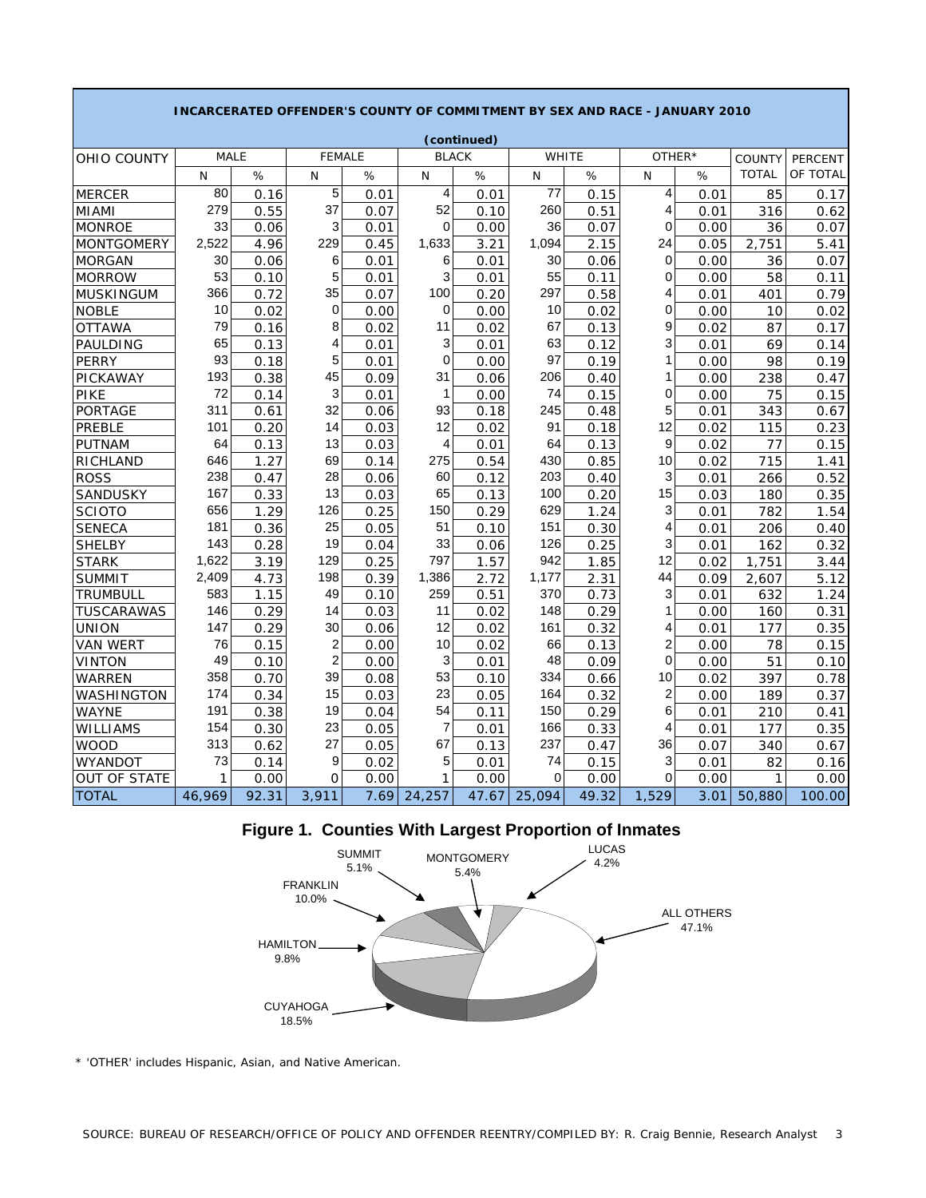**INCARCERATED OFFENDER'S COUNTY OF COMMITMENT BY SEX AND RACE - JANUARY 2010**

**(continued)**

| OHIO COUNTY | MALE | | FEMALE | | BLACK | | WHITE | | OTHER* | | COUNTY TOTAL | PERCENT OF TOTAL |
|---|---|---|---|---|---|---|---|---|---|---|---|---|
| | N | % | N | % | N | % | N | % | N | % | | |
| MERCER | 80 | 0.16 | 5 | 0.01 | 4 | 0.01 | 77 | 0.15 | 4 | 0.01 | 85 | 0.17 |
| MIAMI | 279 | 0.55 | 37 | 0.07 | 52 | 0.10 | 260 | 0.51 | 4 | 0.01 | 316 | 0.62 |
| MONROE | 33 | 0.06 | 3 | 0.01 | 0 | 0.00 | 36 | 0.07 | 0 | 0.00 | 36 | 0.07 |
| MONTGOMERY | 2,522 | 4.96 | 229 | 0.45 | 1,633 | 3.21 | 1,094 | 2.15 | 24 | 0.05 | 2,751 | 5.41 |
| MORGAN | 30 | 0.06 | 6 | 0.01 | 6 | 0.01 | 30 | 0.06 | 0 | 0.00 | 36 | 0.07 |
| MORROW | 53 | 0.10 | 5 | 0.01 | 3 | 0.01 | 55 | 0.11 | 0 | 0.00 | 58 | 0.11 |
| MUSKINGUM | 366 | 0.72 | 35 | 0.07 | 100 | 0.20 | 297 | 0.58 | 4 | 0.01 | 401 | 0.79 |
| NOBLE | 10 | 0.02 | 0 | 0.00 | 0 | 0.00 | 10 | 0.02 | 0 | 0.00 | 10 | 0.02 |
| OTTAWA | 79 | 0.16 | 8 | 0.02 | 11 | 0.02 | 67 | 0.13 | 9 | 0.02 | 87 | 0.17 |
| PAULDING | 65 | 0.13 | 4 | 0.01 | 3 | 0.01 | 63 | 0.12 | 3 | 0.01 | 69 | 0.14 |
| PERRY | 93 | 0.18 | 5 | 0.01 | 0 | 0.00 | 97 | 0.19 | 1 | 0.00 | 98 | 0.19 |
| PICKAWAY | 193 | 0.38 | 45 | 0.09 | 31 | 0.06 | 206 | 0.40 | 1 | 0.00 | 238 | 0.47 |
| PIKE | 72 | 0.14 | 3 | 0.01 | 1 | 0.00 | 74 | 0.15 | 0 | 0.00 | 75 | 0.15 |
| PORTAGE | 311 | 0.61 | 32 | 0.06 | 93 | 0.18 | 245 | 0.48 | 5 | 0.01 | 343 | 0.67 |
| PREBLE | 101 | 0.20 | 14 | 0.03 | 12 | 0.02 | 91 | 0.18 | 12 | 0.02 | 115 | 0.23 |
| PUTNAM | 64 | 0.13 | 13 | 0.03 | 4 | 0.01 | 64 | 0.13 | 9 | 0.02 | 77 | 0.15 |
| RICHLAND | 646 | 1.27 | 69 | 0.14 | 275 | 0.54 | 430 | 0.85 | 10 | 0.02 | 715 | 1.41 |
| ROSS | 238 | 0.47 | 28 | 0.06 | 60 | 0.12 | 203 | 0.40 | 3 | 0.01 | 266 | 0.52 |
| SANDUSKY | 167 | 0.33 | 13 | 0.03 | 65 | 0.13 | 100 | 0.20 | 15 | 0.03 | 180 | 0.35 |
| SCIOTO | 656 | 1.29 | 126 | 0.25 | 150 | 0.29 | 629 | 1.24 | 3 | 0.01 | 782 | 1.54 |
| SENECA | 181 | 0.36 | 25 | 0.05 | 51 | 0.10 | 151 | 0.30 | 4 | 0.01 | 206 | 0.40 |
| SHELBY | 143 | 0.28 | 19 | 0.04 | 33 | 0.06 | 126 | 0.25 | 3 | 0.01 | 162 | 0.32 |
| STARK | 1,622 | 3.19 | 129 | 0.25 | 797 | 1.57 | 942 | 1.85 | 12 | 0.02 | 1,751 | 3.44 |
| SUMMIT | 2,409 | 4.73 | 198 | 0.39 | 1,386 | 2.72 | 1,177 | 2.31 | 44 | 0.09 | 2,607 | 5.12 |
| TRUMBULL | 583 | 1.15 | 49 | 0.10 | 259 | 0.51 | 370 | 0.73 | 3 | 0.01 | 632 | 1.24 |
| TUSCARAWAS | 146 | 0.29 | 14 | 0.03 | 11 | 0.02 | 148 | 0.29 | 1 | 0.00 | 160 | 0.31 |
| UNION | 147 | 0.29 | 30 | 0.06 | 12 | 0.02 | 161 | 0.32 | 4 | 0.01 | 177 | 0.35 |
| VAN WERT | 76 | 0.15 | 2 | 0.00 | 10 | 0.02 | 66 | 0.13 | 2 | 0.00 | 78 | 0.15 |
| VINTON | 49 | 0.10 | 2 | 0.00 | 3 | 0.01 | 48 | 0.09 | 0 | 0.00 | 51 | 0.10 |
| WARREN | 358 | 0.70 | 39 | 0.08 | 53 | 0.10 | 334 | 0.66 | 10 | 0.02 | 397 | 0.78 |
| WASHINGTON | 174 | 0.34 | 15 | 0.03 | 23 | 0.05 | 164 | 0.32 | 2 | 0.00 | 189 | 0.37 |
| WAYNE | 191 | 0.38 | 19 | 0.04 | 54 | 0.11 | 150 | 0.29 | 6 | 0.01 | 210 | 0.41 |
| WILLIAMS | 154 | 0.30 | 23 | 0.05 | 7 | 0.01 | 166 | 0.33 | 4 | 0.01 | 177 | 0.35 |
| WOOD | 313 | 0.62 | 27 | 0.05 | 67 | 0.13 | 237 | 0.47 | 36 | 0.07 | 340 | 0.67 |
| WYANDOT | 73 | 0.14 | 9 | 0.02 | 5 | 0.01 | 74 | 0.15 | 3 | 0.01 | 82 | 0.16 |
| OUT OF STATE | 1 | 0.00 | 0 | 0.00 | 1 | 0.00 | 0 | 0.00 | 0 | 0.00 | 1 | 0.00 |
| TOTAL | 46,969 | 92.31 | 3,911 | 7.69 | 24,257 | 47.67 | 25,094 | 49.32 | 1,529 | 3.01 | 50,880 | 100.00 |

**Figure 1. Counties With Largest Proportion of Inmates**

| County | Percent |
|---|---|
| CUYAHOGA | 18.5% |
| FRANKLIN | 10.0% |
| HAMILTON | 9.8% |
| MONTGOMERY | 5.4% |
| SUMMIT | 5.1% |
| LUCAS | 4.2% |
| ALL OTHERS | 47.1% |

\* 'OTHER' includes Hispanic, Asian, and Native American.

SOURCE: BUREAU OF RESEARCH/OFFICE OF POLICY AND OFFENDER REENTRY/COMPILED BY: R. Craig Bennie, Research Analyst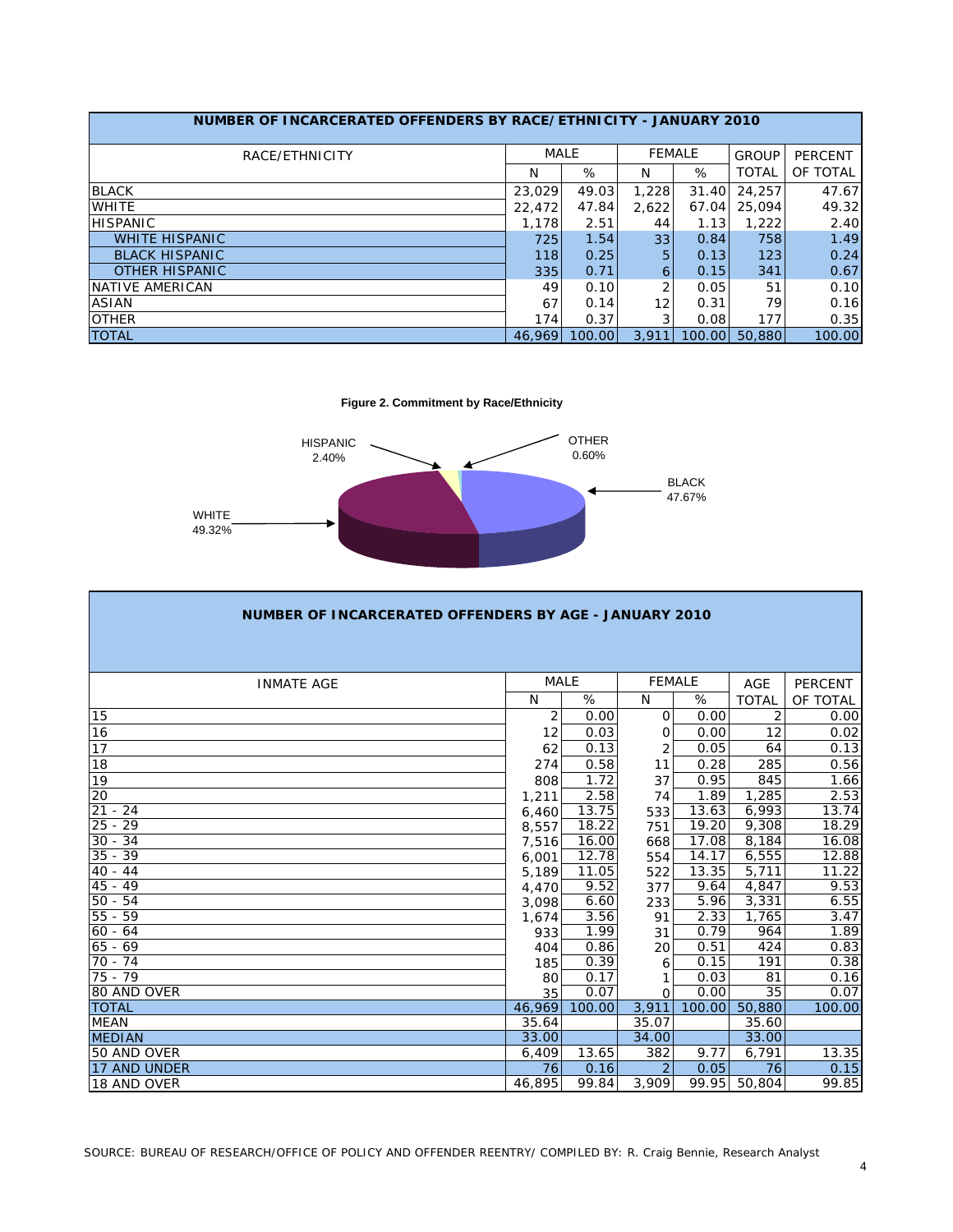| NUMBER OF INCARCERATED OFFENDERS BY RACE/ETHNICITY - JANUARY 2010 | | | | | | |
|---|---|---|---|---|---|---|
| RACE/ETHNICITY | MALE | | FEMALE | | GROUP | PERCENT |
| | N | % | N | % | TOTAL | OF TOTAL |
| BLACK | 23,029 | 49.03 | 1,228 | 31.40 | 24,257 | 47.67 |
| WHITE | 22,472 | 47.84 | 2,622 | 67.04 | 25,094 | 49.32 |
| HISPANIC | 1,178 | 2.51 | 44 | 1.13 | 1,222 | 2.40 |
| WHITE HISPANIC | 725 | 1.54 | 33 | 0.84 | 758 | 1.49 |
| BLACK HISPANIC | 118 | 0.25 | 5 | 0.13 | 123 | 0.24 |
| OTHER HISPANIC | 335 | 0.71 | 6 | 0.15 | 341 | 0.67 |
| NATIVE AMERICAN | 49 | 0.10 | 2 | 0.05 | 51 | 0.10 |
| ASIAN | 67 | 0.14 | 12 | 0.31 | 79 | 0.16 |
| OTHER | 174 | 0.37 | 3 | 0.08 | 177 | 0.35 |
| TOTAL | 46,969 | 100.00 | 3,911 | 100.00 | 50,880 | 100.00 |

**Figure 2. Commitment by Race/Ethnicity**

HISPANIC 2.40%
OTHER 0.60%
BLACK 47.67%
WHITE 49.32%

| NUMBER OF INCARCERATED OFFENDERS BY AGE - JANUARY 2010 | | | | | | |
|---|---|---|---|---|---|---|
| INMATE AGE | MALE | | FEMALE | | AGE | PERCENT |
| | N | % | N | % | TOTAL | OF TOTAL |
| 15 | 2 | 0.00 | 0 | 0.00 | 2 | 0.00 |
| 16 | 12 | 0.03 | 0 | 0.00 | 12 | 0.02 |
| 17 | 62 | 0.13 | 2 | 0.05 | 64 | 0.13 |
| 18 | 274 | 0.58 | 11 | 0.28 | 285 | 0.56 |
| 19 | 808 | 1.72 | 37 | 0.95 | 845 | 1.66 |
| 20 | 1,211 | 2.58 | 74 | 1.89 | 1,285 | 2.53 |
| 21 - 24 | 6,460 | 13.75 | 533 | 13.63 | 6,993 | 13.74 |
| 25 - 29 | 8,557 | 18.22 | 751 | 19.20 | 9,308 | 18.29 |
| 30 - 34 | 7,516 | 16.00 | 668 | 17.08 | 8,184 | 16.08 |
| 35 - 39 | 6,001 | 12.78 | 554 | 14.17 | 6,555 | 12.88 |
| 40 - 44 | 5,189 | 11.05 | 522 | 13.35 | 5,711 | 11.22 |
| 45 - 49 | 4,470 | 9.52 | 377 | 9.64 | 4,847 | 9.53 |
| 50 - 54 | 3,098 | 6.60 | 233 | 5.96 | 3,331 | 6.55 |
| 55 - 59 | 1,674 | 3.56 | 91 | 2.33 | 1,765 | 3.47 |
| 60 - 64 | 933 | 1.99 | 31 | 0.79 | 964 | 1.89 |
| 65 - 69 | 404 | 0.86 | 20 | 0.51 | 424 | 0.83 |
| 70 - 74 | 185 | 0.39 | 6 | 0.15 | 191 | 0.38 |
| 75 - 79 | 80 | 0.17 | 1 | 0.03 | 81 | 0.16 |
| 80 AND OVER | 35 | 0.07 | 0 | 0.00 | 35 | 0.07 |
| TOTAL | 46,969 | 100.00 | 3,911 | 100.00 | 50,880 | 100.00 |
| MEAN | 35.64 | | 35.07 | | 35.60 | |
| MEDIAN | 33.00 | | 34.00 | | 33.00 | |
| 50 AND OVER | 6,409 | 13.65 | 382 | 9.77 | 6,791 | 13.35 |
| 17 AND UNDER | 76 | 0.16 | 2 | 0.05 | 76 | 0.15 |
| 18 AND OVER | 46,895 | 99.84 | 3,909 | 99.95 | 50,804 | 99.85 |

SOURCE: BUREAU OF RESEARCH/OFFICE OF POLICY AND OFFENDER REENTRY/ COMPILED BY: R. Craig Bennie, Research Analyst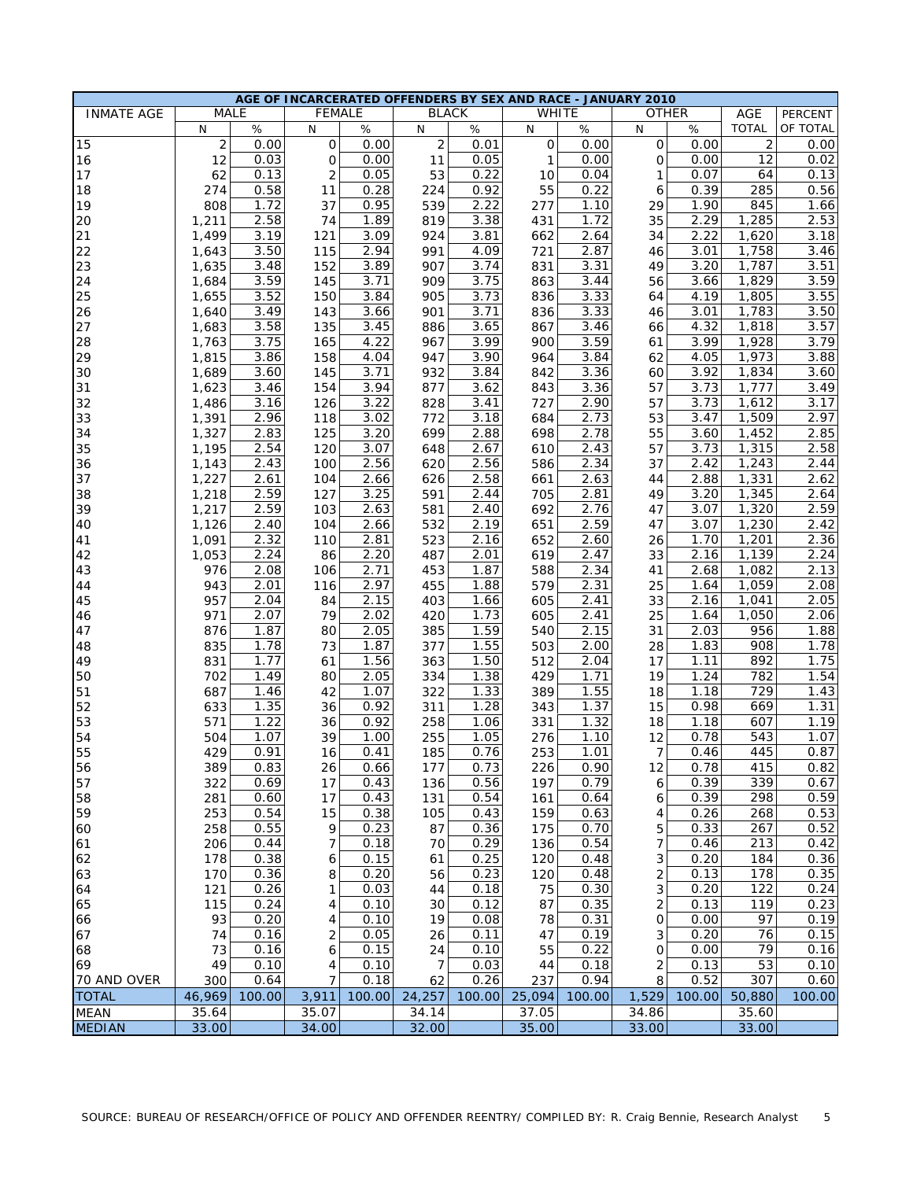| AGE OF INCARCERATED OFFENDERS BY SEX AND RACE - JANUARY 2010 | | | | | | | | | | | | |
|---|---|---|---|---|---|---|---|---|---|---|---|---|
| INMATE AGE | MALE | | FEMALE | | BLACK | | WHITE | | OTHER | | AGE | PERCENT |
| | N | % | N | % | N | % | N | % | N | % | TOTAL | OF TOTAL |
| 15 | 2 | 0.00 | 0 | 0.00 | 2 | 0.01 | 0 | 0.00 | 0 | 0.00 | 2 | 0.00 |
| 16 | 12 | 0.03 | 0 | 0.00 | 11 | 0.05 | 1 | 0.00 | 0 | 0.00 | 12 | 0.02 |
| 17 | 62 | 0.13 | 2 | 0.05 | 53 | 0.22 | 10 | 0.04 | 1 | 0.07 | 64 | 0.13 |
| 18 | 274 | 0.58 | 11 | 0.28 | 224 | 0.92 | 55 | 0.22 | 6 | 0.39 | 285 | 0.56 |
| 19 | 808 | 1.72 | 37 | 0.95 | 539 | 2.22 | 277 | 1.10 | 29 | 1.90 | 845 | 1.66 |
| 20 | 1,211 | 2.58 | 74 | 1.89 | 819 | 3.38 | 431 | 1.72 | 35 | 2.29 | 1,285 | 2.53 |
| 21 | 1,499 | 3.19 | 121 | 3.09 | 924 | 3.81 | 662 | 2.64 | 34 | 2.22 | 1,620 | 3.18 |
| 22 | 1,643 | 3.50 | 115 | 2.94 | 991 | 4.09 | 721 | 2.87 | 46 | 3.01 | 1,758 | 3.46 |
| 23 | 1,635 | 3.48 | 152 | 3.89 | 907 | 3.74 | 831 | 3.31 | 49 | 3.20 | 1,787 | 3.51 |
| 24 | 1,684 | 3.59 | 145 | 3.71 | 909 | 3.75 | 863 | 3.44 | 56 | 3.66 | 1,829 | 3.59 |
| 25 | 1,655 | 3.52 | 150 | 3.84 | 905 | 3.73 | 836 | 3.33 | 64 | 4.19 | 1,805 | 3.55 |
| 26 | 1,640 | 3.49 | 143 | 3.66 | 901 | 3.71 | 836 | 3.33 | 46 | 3.01 | 1,783 | 3.50 |
| 27 | 1,683 | 3.58 | 135 | 3.45 | 886 | 3.65 | 867 | 3.46 | 66 | 4.32 | 1,818 | 3.57 |
| 28 | 1,763 | 3.75 | 165 | 4.22 | 967 | 3.99 | 900 | 3.59 | 61 | 3.99 | 1,928 | 3.79 |
| 29 | 1,815 | 3.86 | 158 | 4.04 | 947 | 3.90 | 964 | 3.84 | 62 | 4.05 | 1,973 | 3.88 |
| 30 | 1,689 | 3.60 | 145 | 3.71 | 932 | 3.84 | 842 | 3.36 | 60 | 3.92 | 1,834 | 3.60 |
| 31 | 1,623 | 3.46 | 154 | 3.94 | 877 | 3.62 | 843 | 3.36 | 57 | 3.73 | 1,777 | 3.49 |
| 32 | 1,486 | 3.16 | 126 | 3.22 | 828 | 3.41 | 727 | 2.90 | 57 | 3.73 | 1,612 | 3.17 |
| 33 | 1,391 | 2.96 | 118 | 3.02 | 772 | 3.18 | 684 | 2.73 | 53 | 3.47 | 1,509 | 2.97 |
| 34 | 1,327 | 2.83 | 125 | 3.20 | 699 | 2.88 | 698 | 2.78 | 55 | 3.60 | 1,452 | 2.85 |
| 35 | 1,195 | 2.54 | 120 | 3.07 | 648 | 2.67 | 610 | 2.43 | 57 | 3.73 | 1,315 | 2.58 |
| 36 | 1,143 | 2.43 | 100 | 2.56 | 620 | 2.56 | 586 | 2.34 | 37 | 2.42 | 1,243 | 2.44 |
| 37 | 1,227 | 2.61 | 104 | 2.66 | 626 | 2.58 | 661 | 2.63 | 44 | 2.88 | 1,331 | 2.62 |
| 38 | 1,218 | 2.59 | 127 | 3.25 | 591 | 2.44 | 705 | 2.81 | 49 | 3.20 | 1,345 | 2.64 |
| 39 | 1,217 | 2.59 | 103 | 2.63 | 581 | 2.40 | 692 | 2.76 | 47 | 3.07 | 1,320 | 2.59 |
| 40 | 1,126 | 2.40 | 104 | 2.66 | 532 | 2.19 | 651 | 2.59 | 47 | 3.07 | 1,230 | 2.42 |
| 41 | 1,091 | 2.32 | 110 | 2.81 | 523 | 2.16 | 652 | 2.60 | 26 | 1.70 | 1,201 | 2.36 |
| 42 | 1,053 | 2.24 | 86 | 2.20 | 487 | 2.01 | 619 | 2.47 | 33 | 2.16 | 1,139 | 2.24 |
| 43 | 976 | 2.08 | 106 | 2.71 | 453 | 1.87 | 588 | 2.34 | 41 | 2.68 | 1,082 | 2.13 |
| 44 | 943 | 2.01 | 116 | 2.97 | 455 | 1.88 | 579 | 2.31 | 25 | 1.64 | 1,059 | 2.08 |
| 45 | 957 | 2.04 | 84 | 2.15 | 403 | 1.66 | 605 | 2.41 | 33 | 2.16 | 1,041 | 2.05 |
| 46 | 971 | 2.07 | 79 | 2.02 | 420 | 1.73 | 605 | 2.41 | 25 | 1.64 | 1,050 | 2.06 |
| 47 | 876 | 1.87 | 80 | 2.05 | 385 | 1.59 | 540 | 2.15 | 31 | 2.03 | 956 | 1.88 |
| 48 | 835 | 1.78 | 73 | 1.87 | 377 | 1.55 | 503 | 2.00 | 28 | 1.83 | 908 | 1.78 |
| 49 | 831 | 1.77 | 61 | 1.56 | 363 | 1.50 | 512 | 2.04 | 17 | 1.11 | 892 | 1.75 |
| 50 | 702 | 1.49 | 80 | 2.05 | 334 | 1.38 | 429 | 1.71 | 19 | 1.24 | 782 | 1.54 |
| 51 | 687 | 1.46 | 42 | 1.07 | 322 | 1.33 | 389 | 1.55 | 18 | 1.18 | 729 | 1.43 |
| 52 | 633 | 1.35 | 36 | 0.92 | 311 | 1.28 | 343 | 1.37 | 15 | 0.98 | 669 | 1.31 |
| 53 | 571 | 1.22 | 36 | 0.92 | 258 | 1.06 | 331 | 1.32 | 18 | 1.18 | 607 | 1.19 |
| 54 | 504 | 1.07 | 39 | 1.00 | 255 | 1.05 | 276 | 1.10 | 12 | 0.78 | 543 | 1.07 |
| 55 | 429 | 0.91 | 16 | 0.41 | 185 | 0.76 | 253 | 1.01 | 7 | 0.46 | 445 | 0.87 |
| 56 | 389 | 0.83 | 26 | 0.66 | 177 | 0.73 | 226 | 0.90 | 12 | 0.78 | 415 | 0.82 |
| 57 | 322 | 0.69 | 17 | 0.43 | 136 | 0.56 | 197 | 0.79 | 6 | 0.39 | 339 | 0.67 |
| 58 | 281 | 0.60 | 17 | 0.43 | 131 | 0.54 | 161 | 0.64 | 6 | 0.39 | 298 | 0.59 |
| 59 | 253 | 0.54 | 15 | 0.38 | 105 | 0.43 | 159 | 0.63 | 4 | 0.26 | 268 | 0.53 |
| 60 | 258 | 0.55 | 9 | 0.23 | 87 | 0.36 | 175 | 0.70 | 5 | 0.33 | 267 | 0.52 |
| 61 | 206 | 0.44 | 7 | 0.18 | 70 | 0.29 | 136 | 0.54 | 7 | 0.46 | 213 | 0.42 |
| 62 | 178 | 0.38 | 6 | 0.15 | 61 | 0.25 | 120 | 0.48 | 3 | 0.20 | 184 | 0.36 |
| 63 | 170 | 0.36 | 8 | 0.20 | 56 | 0.23 | 120 | 0.48 | 2 | 0.13 | 178 | 0.35 |
| 64 | 121 | 0.26 | 1 | 0.03 | 44 | 0.18 | 75 | 0.30 | 3 | 0.20 | 122 | 0.24 |
| 65 | 115 | 0.24 | 4 | 0.10 | 30 | 0.12 | 87 | 0.35 | 2 | 0.13 | 119 | 0.23 |
| 66 | 93 | 0.20 | 4 | 0.10 | 19 | 0.08 | 78 | 0.31 | 0 | 0.00 | 97 | 0.19 |
| 67 | 74 | 0.16 | 2 | 0.05 | 26 | 0.11 | 47 | 0.19 | 3 | 0.20 | 76 | 0.15 |
| 68 | 73 | 0.16 | 6 | 0.15 | 24 | 0.10 | 55 | 0.22 | 0 | 0.00 | 79 | 0.16 |
| 69 | 49 | 0.10 | 4 | 0.10 | 7 | 0.03 | 44 | 0.18 | 2 | 0.13 | 53 | 0.10 |
| 70 AND OVER | 300 | 0.64 | 7 | 0.18 | 62 | 0.26 | 237 | 0.94 | 8 | 0.52 | 307 | 0.60 |
| TOTAL | 46,969 | 100.00 | 3,911 | 100.00 | 24,257 | 100.00 | 25,094 | 100.00 | 1,529 | 100.00 | 50,880 | 100.00 |
| MEAN | 35.64 | | 35.07 | | 34.14 | | 37.05 | | 34.86 | | 35.60 | |
| MEDIAN | 33.00 | | 34.00 | | 32.00 | | 35.00 | | 33.00 | | 33.00 | |

SOURCE: BUREAU OF RESEARCH/OFFICE OF POLICY AND OFFENDER REENTRY/ COMPILED BY: R. Craig Bennie, Research Analyst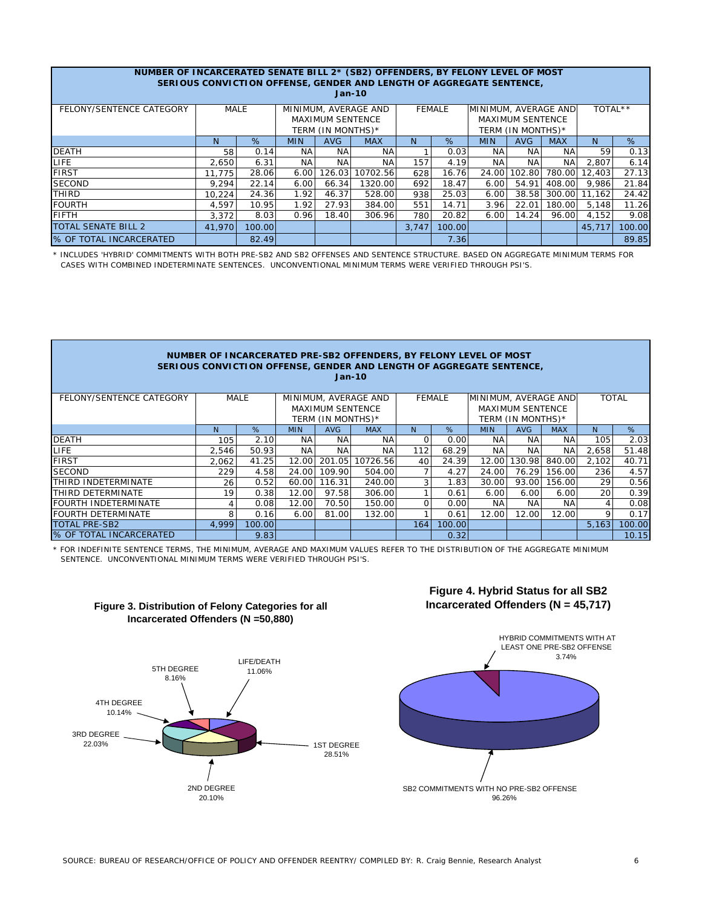## NUMBER OF INCARCERATED SENATE BILL 2* (SB2) OFFENDERS, BY FELONY LEVEL OF MOST SERIOUS CONVICTION OFFENSE, GENDER AND LENGTH OF AGGREGATE SENTENCE, Jan-10

| FELONY/SENTENCE CATEGORY | MALE | | MINIMUM, AVERAGE AND MAXIMUM SENTENCE TERM (IN MONTHS)* | | | FEMALE | | MINIMUM, AVERAGE AND MAXIMUM SENTENCE TERM (IN MONTHS)* | | | TOTAL** | |
|---|---|---|---|---|---|---|---|---|---|---|---|---|
| | N | % | MIN | AVG | MAX | N | % | MIN | AVG | MAX | N | % |
| DEATH | 58 | 0.14 | NA | NA | NA | 1 | 0.03 | NA | NA | NA | 59 | 0.13 |
| LIFE | 2,650 | 6.31 | NA | NA | NA | 157 | 4.19 | NA | NA | NA | 2,807 | 6.14 |
| FIRST | 11,775 | 28.06 | 6.00 | 126.03 | 10702.56 | 628 | 16.76 | 24.00 | 102.80 | 780.00 | 12,403 | 27.13 |
| SECOND | 9,294 | 22.14 | 6.00 | 66.34 | 1320.00 | 692 | 18.47 | 6.00 | 54.91 | 408.00 | 9,986 | 21.84 |
| THIRD | 10,224 | 24.36 | 1.92 | 46.37 | 528.00 | 938 | 25.03 | 6.00 | 38.58 | 300.00 | 11,162 | 24.42 |
| FOURTH | 4,597 | 10.95 | 1.92 | 27.93 | 384.00 | 551 | 14.71 | 3.96 | 22.01 | 180.00 | 5,148 | 11.26 |
| FIFTH | 3,372 | 8.03 | 0.96 | 18.40 | 306.96 | 780 | 20.82 | 6.00 | 14.24 | 96.00 | 4,152 | 9.08 |
| TOTAL SENATE BILL 2 | 41,970 | 100.00 | | | | 3,747 | 100.00 | | | | 45,717 | 100.00 |
| % OF TOTAL INCARCERATED | | 82.49 | | | | | 7.36 | | | | | 89.85 |

\* INCLUDES 'HYBRID' COMMITMENTS WITH BOTH PRE-SB2 AND SB2 OFFENSES AND SENTENCE STRUCTURE. BASED ON AGGREGATE MINIMUM TERMS FOR CASES WITH COMBINED INDETERMINATE SENTENCES. UNCONVENTIONAL MINIMUM TERMS WERE VERIFIED THROUGH PSI'S.

## NUMBER OF INCARCERATED PRE-SB2 OFFENDERS, BY FELONY LEVEL OF MOST SERIOUS CONVICTION OFFENSE, GENDER AND LENGTH OF AGGREGATE SENTENCE, Jan-10

| FELONY/SENTENCE CATEGORY | MALE | | MINIMUM, AVERAGE AND MAXIMUM SENTENCE TERM (IN MONTHS)* | | | FEMALE | | MINIMUM, AVERAGE AND MAXIMUM SENTENCE TERM (IN MONTHS)* | | | TOTAL | |
|---|---|---|---|---|---|---|---|---|---|---|---|---|
| | N | % | MIN | AVG | MAX | N | % | MIN | AVG | MAX | N | % |
| DEATH | 105 | 2.10 | NA | NA | NA | 0 | 0.00 | NA | NA | NA | 105 | 2.03 |
| LIFE | 2,546 | 50.93 | NA | NA | NA | 112 | 68.29 | NA | NA | NA | 2,658 | 51.48 |
| FIRST | 2,062 | 41.25 | 12.00 | 201.05 | 10726.56 | 40 | 24.39 | 12.00 | 130.98 | 840.00 | 2,102 | 40.71 |
| SECOND | 229 | 4.58 | 24.00 | 109.90 | 504.00 | 7 | 4.27 | 24.00 | 76.29 | 156.00 | 236 | 4.57 |
| THIRD INDETERMINATE | 26 | 0.52 | 60.00 | 116.31 | 240.00 | 3 | 1.83 | 30.00 | 93.00 | 156.00 | 29 | 0.56 |
| THIRD DETERMINATE | 19 | 0.38 | 12.00 | 97.58 | 306.00 | 1 | 0.61 | 6.00 | 6.00 | 6.00 | 20 | 0.39 |
| FOURTH INDETERMINATE | 4 | 0.08 | 12.00 | 70.50 | 150.00 | 0 | 0.00 | NA | NA | NA | 4 | 0.08 |
| FOURTH DETERMINATE | 8 | 0.16 | 6.00 | 81.00 | 132.00 | 1 | 0.61 | 12.00 | 12.00 | 12.00 | 9 | 0.17 |
| TOTAL PRE-SB2 | 4,999 | 100.00 | | | | 164 | 100.00 | | | | 5,163 | 100.00 |
| % OF TOTAL INCARCERATED | | 9.83 | | | | | 0.32 | | | | | 10.15 |

\* FOR INDEFINITE SENTENCE TERMS, THE MINIMUM, AVERAGE AND MAXIMUM VALUES REFER TO THE DISTRIBUTION OF THE AGGREGATE MINIMUM SENTENCE. UNCONVENTIONAL MINIMUM TERMS WERE VERIFIED THROUGH PSI'S.

**Figure 3. Distribution of Felony Categories for all Incarcerated Offenders (N =50,880)**

| Category | % |
|---|---|
| LIFE/DEATH | 11.06% |
| 1ST DEGREE | 28.51% |
| 2ND DEGREE | 20.10% |
| 3RD DEGREE | 22.03% |
| 4TH DEGREE | 10.14% |
| 5TH DEGREE | 8.16% |

**Figure 4. Hybrid Status for all SB2 Incarcerated Offenders (N = 45,717)**

| Category | % |
|---|---|
| HYBRID COMMITMENTS WITH AT LEAST ONE PRE-SB2 OFFENSE | 3.74% |
| SB2 COMMITMENTS WITH NO PRE-SB2 OFFENSE | 96.26% |

SOURCE: BUREAU OF RESEARCH/OFFICE OF POLICY AND OFFENDER REENTRY/ COMPILED BY: R. Craig Bennie, Research Analyst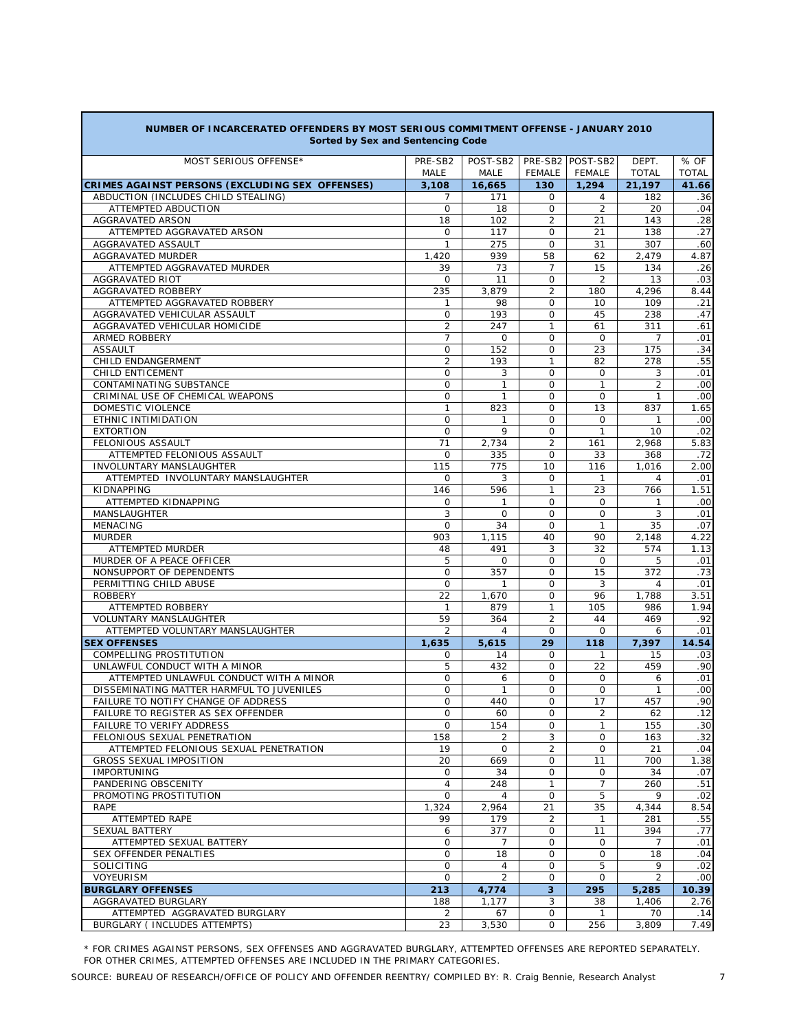**NUMBER OF INCARCERATED OFFENDERS BY MOST SERIOUS COMMITMENT OFFENSE - JANUARY 2010**
**Sorted by Sex and Sentencing Code**

| MOST SERIOUS OFFENSE* | PRE-SB2 MALE | POST-SB2 MALE | PRE-SB2 FEMALE | POST-SB2 FEMALE | DEPT. TOTAL | % OF TOTAL |
|---|---|---|---|---|---|---|
| **CRIMES AGAINST PERSONS (EXCLUDING SEX OFFENSES)** | **3,108** | **16,665** | **130** | **1,294** | **21,197** | **41.66** |
| ABDUCTION (INCLUDES CHILD STEALING) | 7 | 171 | 0 | 4 | 182 | .36 |
| ATTEMPTED ABDUCTION | 0 | 18 | 0 | 2 | 20 | .04 |
| AGGRAVATED ARSON | 18 | 102 | 2 | 21 | 143 | .28 |
| ATTEMPTED AGGRAVATED ARSON | 0 | 117 | 0 | 21 | 138 | .27 |
| AGGRAVATED ASSAULT | 1 | 275 | 0 | 31 | 307 | .60 |
| AGGRAVATED MURDER | 1,420 | 939 | 58 | 62 | 2,479 | 4.87 |
| ATTEMPTED AGGRAVATED MURDER | 39 | 73 | 7 | 15 | 134 | .26 |
| AGGRAVATED RIOT | 0 | 11 | 0 | 2 | 13 | .03 |
| AGGRAVATED ROBBERY | 235 | 3,879 | 2 | 180 | 4,296 | 8.44 |
| ATTEMPTED AGGRAVATED ROBBERY | 1 | 98 | 0 | 10 | 109 | .21 |
| AGGRAVATED VEHICULAR ASSAULT | 0 | 193 | 0 | 45 | 238 | .47 |
| AGGRAVATED VEHICULAR HOMICIDE | 2 | 247 | 1 | 61 | 311 | .61 |
| ARMED ROBBERY | 7 | 0 | 0 | 0 | 7 | .01 |
| ASSAULT | 0 | 152 | 0 | 23 | 175 | .34 |
| CHILD ENDANGERMENT | 2 | 193 | 1 | 82 | 278 | .55 |
| CHILD ENTICEMENT | 0 | 3 | 0 | 0 | 3 | .01 |
| CONTAMINATING SUBSTANCE | 0 | 1 | 0 | 1 | 2 | .00 |
| CRIMINAL USE OF CHEMICAL WEAPONS | 0 | 1 | 0 | 0 | 1 | .00 |
| DOMESTIC VIOLENCE | 1 | 823 | 0 | 13 | 837 | 1.65 |
| ETHNIC INTIMIDATION | 0 | 1 | 0 | 0 | 1 | .00 |
| EXTORTION | 0 | 9 | 0 | 1 | 10 | .02 |
| FELONIOUS ASSAULT | 71 | 2,734 | 2 | 161 | 2,968 | 5.83 |
| ATTEMPTED FELONIOUS ASSAULT | 0 | 335 | 0 | 33 | 368 | .72 |
| INVOLUNTARY MANSLAUGHTER | 115 | 775 | 10 | 116 | 1,016 | 2.00 |
| ATTEMPTED INVOLUNTARY MANSLAUGHTER | 0 | 3 | 0 | 1 | 4 | .01 |
| KIDNAPPING | 146 | 596 | 1 | 23 | 766 | 1.51 |
| ATTEMPTED KIDNAPPING | 0 | 1 | 0 | 0 | 1 | .00 |
| MANSLAUGHTER | 3 | 0 | 0 | 0 | 3 | .01 |
| MENACING | 0 | 34 | 0 | 1 | 35 | .07 |
| MURDER | 903 | 1,115 | 40 | 90 | 2,148 | 4.22 |
| ATTEMPTED MURDER | 48 | 491 | 3 | 32 | 574 | 1.13 |
| MURDER OF A PEACE OFFICER | 5 | 0 | 0 | 0 | 5 | .01 |
| NONSUPPORT OF DEPENDENTS | 0 | 357 | 0 | 15 | 372 | .73 |
| PERMITTING CHILD ABUSE | 0 | 1 | 0 | 3 | 4 | .01 |
| ROBBERY | 22 | 1,670 | 0 | 96 | 1,788 | 3.51 |
| ATTEMPTED ROBBERY | 1 | 879 | 1 | 105 | 986 | 1.94 |
| VOLUNTARY MANSLAUGHTER | 59 | 364 | 2 | 44 | 469 | .92 |
| ATTEMPTED VOLUNTARY MANSLAUGHTER | 2 | 4 | 0 | 0 | 6 | .01 |
| **SEX OFFENSES** | **1,635** | **5,615** | **29** | **118** | **7,397** | **14.54** |
| COMPELLING PROSTITUTION | 0 | 14 | 0 | 1 | 15 | .03 |
| UNLAWFUL CONDUCT WITH A MINOR | 5 | 432 | 0 | 22 | 459 | .90 |
| ATTEMPTED UNLAWFUL CONDUCT WITH A MINOR | 0 | 6 | 0 | 0 | 6 | .01 |
| DISSEMINATING MATTER HARMFUL TO JUVENILES | 0 | 1 | 0 | 0 | 1 | .00 |
| FAILURE TO NOTIFY CHANGE OF ADDRESS | 0 | 440 | 0 | 17 | 457 | .90 |
| FAILURE TO REGISTER AS SEX OFFENDER | 0 | 60 | 0 | 2 | 62 | .12 |
| FAILURE TO VERIFY ADDRESS | 0 | 154 | 0 | 1 | 155 | .30 |
| FELONIOUS SEXUAL PENETRATION | 158 | 2 | 3 | 0 | 163 | .32 |
| ATTEMPTED FELONIOUS SEXUAL PENETRATION | 19 | 0 | 2 | 0 | 21 | .04 |
| GROSS SEXUAL IMPOSITION | 20 | 669 | 0 | 11 | 700 | 1.38 |
| IMPORTUNING | 0 | 34 | 0 | 0 | 34 | .07 |
| PANDERING OBSCENITY | 4 | 248 | 1 | 7 | 260 | .51 |
| PROMOTING PROSTITUTION | 0 | 4 | 0 | 5 | 9 | .02 |
| RAPE | 1,324 | 2,964 | 21 | 35 | 4,344 | 8.54 |
| ATTEMPTED RAPE | 99 | 179 | 2 | 1 | 281 | .55 |
| SEXUAL BATTERY | 6 | 377 | 0 | 11 | 394 | .77 |
| ATTEMPTED SEXUAL BATTERY | 0 | 7 | 0 | 0 | 7 | .01 |
| SEX OFFENDER PENALTIES | 0 | 18 | 0 | 0 | 18 | .04 |
| SOLICITING | 0 | 4 | 0 | 5 | 9 | .02 |
| VOYEURISM | 0 | 2 | 0 | 0 | 2 | .00 |
| **BURGLARY OFFENSES** | **213** | **4,774** | **3** | **295** | **5,285** | **10.39** |
| AGGRAVATED BURGLARY | 188 | 1,177 | 3 | 38 | 1,406 | 2.76 |
| ATTEMPTED AGGRAVATED BURGLARY | 2 | 67 | 0 | 1 | 70 | .14 |
| BURGLARY ( INCLUDES ATTEMPTS) | 23 | 3,530 | 0 | 256 | 3,809 | 7.49 |

* FOR CRIMES AGAINST PERSONS, SEX OFFENSES AND AGGRAVATED BURGLARY, ATTEMPTED OFFENSES ARE REPORTED SEPARATELY. FOR OTHER CRIMES, ATTEMPTED OFFENSES ARE INCLUDED IN THE PRIMARY CATEGORIES.

SOURCE: BUREAU OF RESEARCH/OFFICE OF POLICY AND OFFENDER REENTRY/ COMPILED BY: R. Craig Bennie, Research Analyst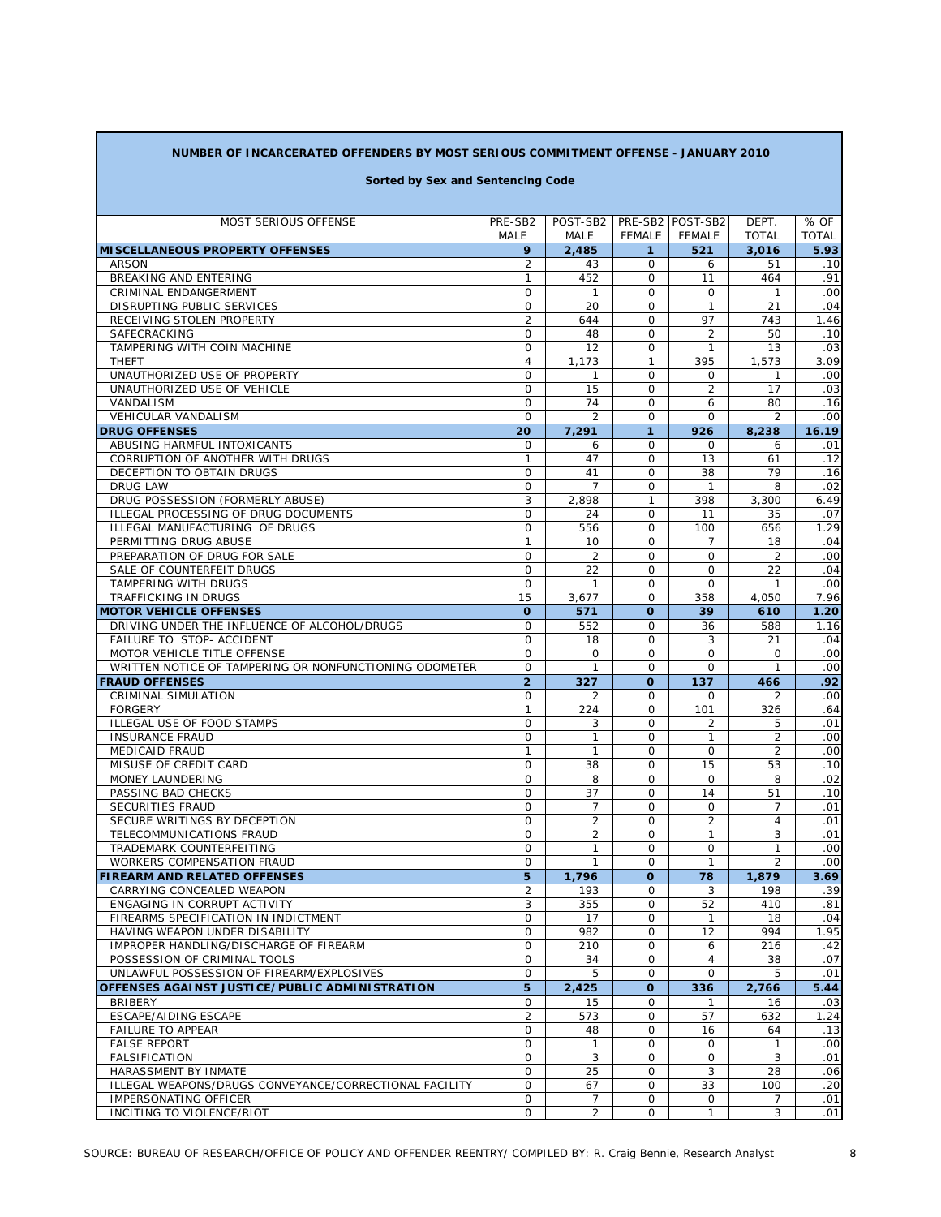**NUMBER OF INCARCERATED OFFENDERS BY MOST SERIOUS COMMITMENT OFFENSE - JANUARY 2010**

**Sorted by Sex and Sentencing Code**

| MOST SERIOUS OFFENSE | PRE-SB2 MALE | POST-SB2 MALE | PRE-SB2 FEMALE | POST-SB2 FEMALE | DEPT. TOTAL | % OF TOTAL |
|---|---|---|---|---|---|---|
| **MISCELLANEOUS PROPERTY OFFENSES** | **9** | **2,485** | **1** | **521** | **3,016** | **5.93** |
| ARSON | 2 | 43 | 0 | 6 | 51 | .10 |
| BREAKING AND ENTERING | 1 | 452 | 0 | 11 | 464 | .91 |
| CRIMINAL ENDANGERMENT | 0 | 1 | 0 | 0 | 1 | .00 |
| DISRUPTING PUBLIC SERVICES | 0 | 20 | 0 | 1 | 21 | .04 |
| RECEIVING STOLEN PROPERTY | 2 | 644 | 0 | 97 | 743 | 1.46 |
| SAFECRACKING | 0 | 48 | 0 | 2 | 50 | .10 |
| TAMPERING WITH COIN MACHINE | 0 | 12 | 0 | 1 | 13 | .03 |
| THEFT | 4 | 1,173 | 1 | 395 | 1,573 | 3.09 |
| UNAUTHORIZED USE OF PROPERTY | 0 | 1 | 0 | 0 | 1 | .00 |
| UNAUTHORIZED USE OF VEHICLE | 0 | 15 | 0 | 2 | 17 | .03 |
| VANDALISM | 0 | 74 | 0 | 6 | 80 | .16 |
| VEHICULAR VANDALISM | 0 | 2 | 0 | 0 | 2 | .00 |
| **DRUG OFFENSES** | **20** | **7,291** | **1** | **926** | **8,238** | **16.19** |
| ABUSING HARMFUL INTOXICANTS | 0 | 6 | 0 | 0 | 6 | .01 |
| CORRUPTION OF ANOTHER WITH DRUGS | 1 | 47 | 0 | 13 | 61 | .12 |
| DECEPTION TO OBTAIN DRUGS | 0 | 41 | 0 | 38 | 79 | .16 |
| DRUG LAW | 0 | 7 | 0 | 1 | 8 | .02 |
| DRUG POSSESSION (FORMERLY ABUSE) | 3 | 2,898 | 1 | 398 | 3,300 | 6.49 |
| ILLEGAL PROCESSING OF DRUG DOCUMENTS | 0 | 24 | 0 | 11 | 35 | .07 |
| ILLEGAL MANUFACTURING OF DRUGS | 0 | 556 | 0 | 100 | 656 | 1.29 |
| PERMITTING DRUG ABUSE | 1 | 10 | 0 | 7 | 18 | .04 |
| PREPARATION OF DRUG FOR SALE | 0 | 2 | 0 | 0 | 2 | .00 |
| SALE OF COUNTERFEIT DRUGS | 0 | 22 | 0 | 0 | 22 | .04 |
| TAMPERING WITH DRUGS | 0 | 1 | 0 | 0 | 1 | .00 |
| TRAFFICKING IN DRUGS | 15 | 3,677 | 0 | 358 | 4,050 | 7.96 |
| **MOTOR VEHICLE OFFENSES** | **0** | **571** | **0** | **39** | **610** | **1.20** |
| DRIVING UNDER THE INFLUENCE OF ALCOHOL/DRUGS | 0 | 552 | 0 | 36 | 588 | 1.16 |
| FAILURE TO STOP- ACCIDENT | 0 | 18 | 0 | 3 | 21 | .04 |
| MOTOR VEHICLE TITLE OFFENSE | 0 | 0 | 0 | 0 | 0 | .00 |
| WRITTEN NOTICE OF TAMPERING OR NONFUNCTIONING ODOMETER | 0 | 1 | 0 | 0 | 1 | .00 |
| **FRAUD OFFENSES** | **2** | **327** | **0** | **137** | **466** | **.92** |
| CRIMINAL SIMULATION | 0 | 2 | 0 | 0 | 2 | .00 |
| FORGERY | 1 | 224 | 0 | 101 | 326 | .64 |
| ILLEGAL USE OF FOOD STAMPS | 0 | 3 | 0 | 2 | 5 | .01 |
| INSURANCE FRAUD | 0 | 1 | 0 | 1 | 2 | .00 |
| MEDICAID FRAUD | 1 | 1 | 0 | 0 | 2 | .00 |
| MISUSE OF CREDIT CARD | 0 | 38 | 0 | 15 | 53 | .10 |
| MONEY LAUNDERING | 0 | 8 | 0 | 0 | 8 | .02 |
| PASSING BAD CHECKS | 0 | 37 | 0 | 14 | 51 | .10 |
| SECURITIES FRAUD | 0 | 7 | 0 | 0 | 7 | .01 |
| SECURE WRITINGS BY DECEPTION | 0 | 2 | 0 | 2 | 4 | .01 |
| TELECOMMUNICATIONS FRAUD | 0 | 2 | 0 | 1 | 3 | .01 |
| TRADEMARK COUNTERFEITING | 0 | 1 | 0 | 0 | 1 | .00 |
| WORKERS COMPENSATION FRAUD | 0 | 1 | 0 | 1 | 2 | .00 |
| **FIREARM AND RELATED OFFENSES** | **5** | **1,796** | **0** | **78** | **1,879** | **3.69** |
| CARRYING CONCEALED WEAPON | 2 | 193 | 0 | 3 | 198 | .39 |
| ENGAGING IN CORRUPT ACTIVITY | 3 | 355 | 0 | 52 | 410 | .81 |
| FIREARMS SPECIFICATION IN INDICTMENT | 0 | 17 | 0 | 1 | 18 | .04 |
| HAVING WEAPON UNDER DISABILITY | 0 | 982 | 0 | 12 | 994 | 1.95 |
| IMPROPER HANDLING/DISCHARGE OF FIREARM | 0 | 210 | 0 | 6 | 216 | .42 |
| POSSESSION OF CRIMINAL TOOLS | 0 | 34 | 0 | 4 | 38 | .07 |
| UNLAWFUL POSSESSION OF FIREARM/EXPLOSIVES | 0 | 5 | 0 | 0 | 5 | .01 |
| **OFFENSES AGAINST JUSTICE/PUBLIC ADMINISTRATION** | **5** | **2,425** | **0** | **336** | **2,766** | **5.44** |
| BRIBERY | 0 | 15 | 0 | 1 | 16 | .03 |
| ESCAPE/AIDING ESCAPE | 2 | 573 | 0 | 57 | 632 | 1.24 |
| FAILURE TO APPEAR | 0 | 48 | 0 | 16 | 64 | .13 |
| FALSE REPORT | 0 | 1 | 0 | 0 | 1 | .00 |
| FALSIFICATION | 0 | 3 | 0 | 0 | 3 | .01 |
| HARASSMENT BY INMATE | 0 | 25 | 0 | 3 | 28 | .06 |
| ILLEGAL WEAPONS/DRUGS CONVEYANCE/CORRECTIONAL FACILITY | 0 | 67 | 0 | 33 | 100 | .20 |
| IMPERSONATING OFFICER | 0 | 7 | 0 | 0 | 7 | .01 |
| INCITING TO VIOLENCE/RIOT | 0 | 2 | 0 | 1 | 3 | .01 |

SOURCE: BUREAU OF RESEARCH/OFFICE OF POLICY AND OFFENDER REENTRY/ COMPILED BY: R. Craig Bennie, Research Analyst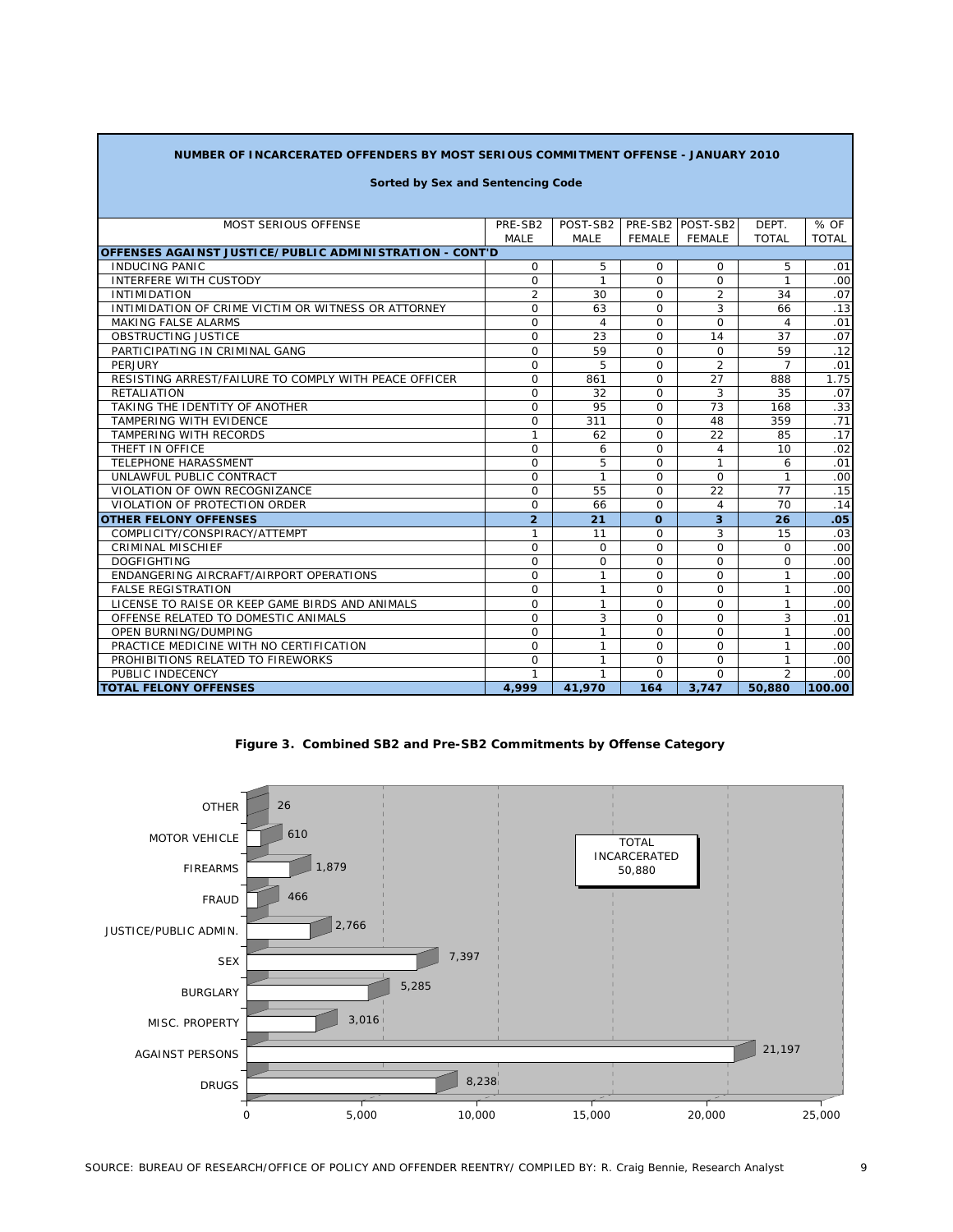**NUMBER OF INCARCERATED OFFENDERS BY MOST SERIOUS COMMITMENT OFFENSE - JANUARY 2010**

**Sorted by Sex and Sentencing Code**

| MOST SERIOUS OFFENSE | PRE-SB2 MALE | POST-SB2 MALE | PRE-SB2 FEMALE | POST-SB2 FEMALE | DEPT. TOTAL | % OF TOTAL |
|---|---|---|---|---|---|---|
| **OFFENSES AGAINST JUSTICE/PUBLIC ADMINISTRATION - CONT'D** | | | | | | |
| INDUCING PANIC | 0 | 5 | 0 | 0 | 5 | .01 |
| INTERFERE WITH CUSTODY | 0 | 1 | 0 | 0 | 1 | .00 |
| INTIMIDATION | 2 | 30 | 0 | 2 | 34 | .07 |
| INTIMIDATION OF CRIME VICTIM OR WITNESS OR ATTORNEY | 0 | 63 | 0 | 3 | 66 | .13 |
| MAKING FALSE ALARMS | 0 | 4 | 0 | 0 | 4 | .01 |
| OBSTRUCTING JUSTICE | 0 | 23 | 0 | 14 | 37 | .07 |
| PARTICIPATING IN CRIMINAL GANG | 0 | 59 | 0 | 0 | 59 | .12 |
| PERJURY | 0 | 5 | 0 | 2 | 7 | .01 |
| RESISTING ARREST/FAILURE TO COMPLY WITH PEACE OFFICER | 0 | 861 | 0 | 27 | 888 | 1.75 |
| RETALIATION | 0 | 32 | 0 | 3 | 35 | .07 |
| TAKING THE IDENTITY OF ANOTHER | 0 | 95 | 0 | 73 | 168 | .33 |
| TAMPERING WITH EVIDENCE | 0 | 311 | 0 | 48 | 359 | .71 |
| TAMPERING WITH RECORDS | 1 | 62 | 0 | 22 | 85 | .17 |
| THEFT IN OFFICE | 0 | 6 | 0 | 4 | 10 | .02 |
| TELEPHONE HARASSMENT | 0 | 5 | 0 | 1 | 6 | .01 |
| UNLAWFUL PUBLIC CONTRACT | 0 | 1 | 0 | 0 | 1 | .00 |
| VIOLATION OF OWN RECOGNIZANCE | 0 | 55 | 0 | 22 | 77 | .15 |
| VIOLATION OF PROTECTION ORDER | 0 | 66 | 0 | 4 | 70 | .14 |
| **OTHER FELONY OFFENSES** | **2** | **21** | **0** | **3** | **26** | **.05** |
| COMPLICITY/CONSPIRACY/ATTEMPT | 1 | 11 | 0 | 3 | 15 | .03 |
| CRIMINAL MISCHIEF | 0 | 0 | 0 | 0 | 0 | .00 |
| DOGFIGHTING | 0 | 0 | 0 | 0 | 0 | .00 |
| ENDANGERING AIRCRAFT/AIRPORT OPERATIONS | 0 | 1 | 0 | 0 | 1 | .00 |
| FALSE REGISTRATION | 0 | 1 | 0 | 0 | 1 | .00 |
| LICENSE TO RAISE OR KEEP GAME BIRDS AND ANIMALS | 0 | 1 | 0 | 0 | 1 | .00 |
| OFFENSE RELATED TO DOMESTIC ANIMALS | 0 | 3 | 0 | 0 | 3 | .01 |
| OPEN BURNING/DUMPING | 0 | 1 | 0 | 0 | 1 | .00 |
| PRACTICE MEDICINE WITH NO CERTIFICATION | 0 | 1 | 0 | 0 | 1 | .00 |
| PROHIBITIONS RELATED TO FIREWORKS | 0 | 1 | 0 | 0 | 1 | .00 |
| PUBLIC INDECENCY | 1 | 1 | 0 | 0 | 2 | .00 |
| **TOTAL FELONY OFFENSES** | **4,999** | **41,970** | **164** | **3,747** | **50,880** | **100.00** |

**Figure 3. Combined SB2 and Pre-SB2 Commitments by Offense Category**

OTHER 26
MOTOR VEHICLE 610
FIREARMS 1,879
FRAUD 466
JUSTICE/PUBLIC ADMIN. 2,766
SEX 7,397
BURGLARY 5,285
MISC. PROPERTY 3,016
AGAINST PERSONS 21,197
DRUGS 8,238

TOTAL INCARCERATED 50,880

0 5,000 10,000 15,000 20,000 25,000

SOURCE: BUREAU OF RESEARCH/OFFICE OF POLICY AND OFFENDER REENTRY/ COMPILED BY: R. Craig Bennie, Research Analyst